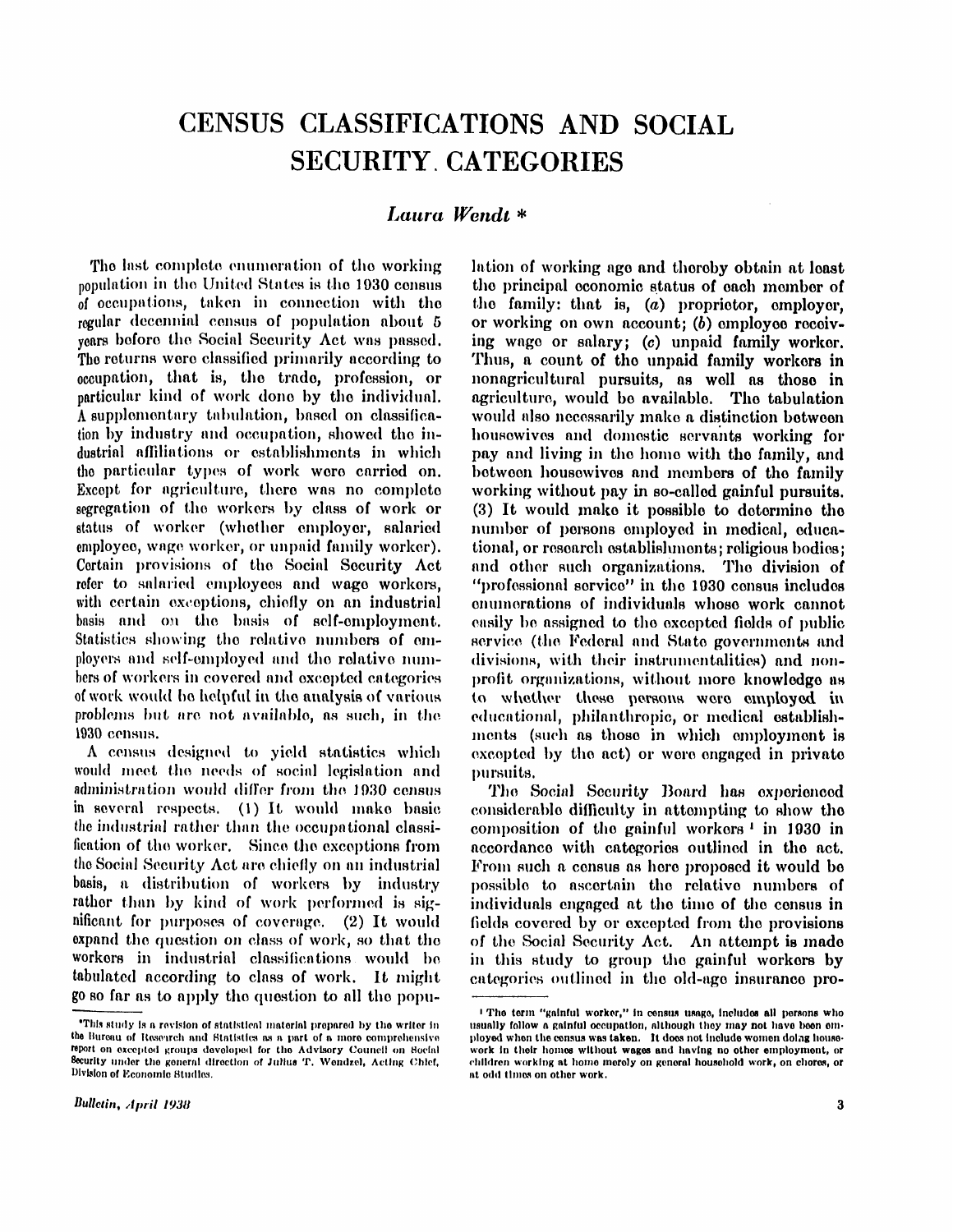# CENSUS CLASSIFICATIONS AND SOCIAL SECURITY CATEGORIES

*Laura Wendt* *

The last complete enumeration of the working population in the United States is the 1930 census of occupations, taken in connection with the regular decennial census of population about 5 years before the Social Security Act was passed. The returns were classified primarily according to occupation, that is, the trade, profession, or particular kind of work done by the individual. A supplementary tabulation, based on classification by industry and occupation, showed the industrial affiliations or establishments in which the particular types of work were carried on. Except for agriculture, there was no complete segregation of the workers by class of work or status of worker (whether employer, salaried employee, wage worker, or unpaid family worker). Certain provisions of the Social Security Act refer to salaried employees and wage workers, with certain exceptions, chiefly on an industrial basis and on the basis of self-employment. Statistics showing the relative numbers of employers and self-employed and the relative numbers of workers in covered and excepted categories of work would be helpful in the analysis of various problems but are not available, as such, in the 1930 census.

A census designed to yield statistics which would meet the needs of social legislation and administration would differ from the 1930 census in several respects. (1) It would make basic the industrial rather than the occupational classification of the worker. Since the exceptions from the Social Security Act are chiefly on an industrial basis, a distribution of workers by industry rather than by kind of work performed is significant for purposes of coverage. (2) It would expand the question on class of work, so that the workers in industrial classifications would be tabulated according to class of work. It might go so far as to apply the question to all the population of working age and thereby obtain at least the principal economic status of each member of the family: that is, (*a*) proprietor, employer, or working on own account; (*b*) employee receiving wage or salary; (*c*) unpaid family worker. Thus, a count of the unpaid family workers in nonagricultural pursuits, as well as those in agriculture, would be available. The tabulation would also necessarily make a distinction between housewives and domestic servants working for pay and living in the home with the family, and between housewives and members of the family working without pay in so-called gainful pursuits. (3) It would make it possible to determine the number of persons employed in medical, educational, or research establishments; religious bodies; and other such organizations. The division of "professional service" in the 1930 census includes enumerations of individuals whose work cannot easily be assigned to the excepted fields of public service (the Federal and State governments and divisions, with their instrumentalities) and nonprofit organizations, without more knowledge as to whether these persons were employed in educational, philanthropic, or medical establishments (such as those in which employment is excepted by the act) or were engaged in private pursuits.

The Social Security Board has experienced considerable difficulty in attempting to show the composition of the gainful workers [1] in 1930 in accordance with categories outlined in the act. From such a census as here proposed it would be possible to ascertain the relative numbers of individuals engaged at the time of the census in fields covered by or excepted from the provisions of the Social Security Act. An attempt is made in this study to group the gainful workers by categories outlined in the old-age insurance pro-

---

*This study is a revision of statistical material prepared by the writer in the Bureau of Research and Statistics as a part of a more comprehensive report on excepted groups developed for the Advisory Council on Social Security under the general direction of Julius T. Wendzel, Acting Chief, Division of Economic Studies.

[1] The term "gainful worker," in census usage, includes all persons who usually follow a gainful occupation, although they may not have been employed when the census was taken. It does not include women doing housework in their homes without wages and having no other employment, or children working at home merely on general household work, on chores, or at odd times on other work.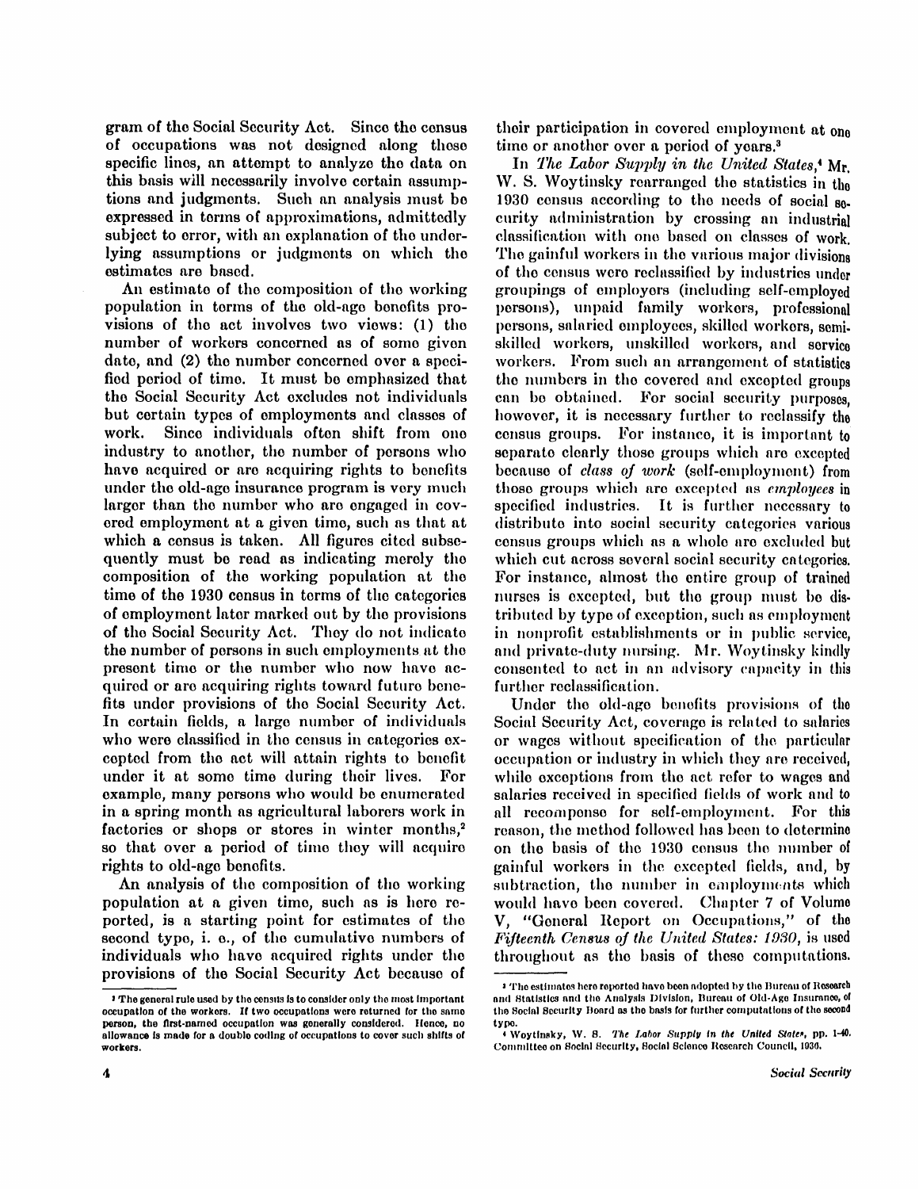gram of the Social Security Act. Since the census of occupations was not designed along these specific lines, an attempt to analyze the data on this basis will necessarily involve certain assumptions and judgments. Such an analysis must be expressed in terms of approximations, admittedly subject to error, with an explanation of the underlying assumptions or judgments on which the estimates are based.

An estimate of the composition of the working population in terms of the old-age benefits provisions of the act involves two views: (1) the number of workers concerned as of some given date, and (2) the number concerned over a specified period of time. It must be emphasized that the Social Security Act excludes not individuals but certain types of employments and classes of work. Since individuals often shift from one industry to another, the number of persons who have acquired or are acquiring rights to benefits under the old-age insurance program is very much larger than the number who are engaged in covered employment at a given time, such as that at which a census is taken. All figures cited subsequently must be read as indicating merely the composition of the working population at the time of the 1930 census in terms of the categories of employment later marked out by the provisions of the Social Security Act. They do not indicate the number of persons in such employments at the present time or the number who now have acquired or are acquiring rights toward future benefits under provisions of the Social Security Act. In certain fields, a large number of individuals who were classified in the census in categories excepted from the act will attain rights to benefit under it at some time during their lives. For example, many persons who would be enumerated in a spring month as agricultural laborers work in factories or shops or stores in winter months,[2] so that over a period of time they will acquire rights to old-age benefits.

An analysis of the composition of the working population at a given time, such as is here reported, is a starting point for estimates of the second type, i. e., of the cumulative numbers of individuals who have acquired rights under the provisions of the Social Security Act because of their participation in covered employment at one time or another over a period of years.[3]

In *The Labor Supply in the United States*,[4] Mr. W. S. Woytinsky rearranged the statistics in the 1930 census according to the needs of social security administration by crossing an industrial classification with one based on classes of work. The gainful workers in the various major divisions of the census were reclassified by industries under groupings of employers (including self-employed persons), unpaid family workers, professional persons, salaried employees, skilled workers, semiskilled workers, unskilled workers, and service workers. From such an arrangement of statistics the numbers in the covered and excepted groups can be obtained. For social security purposes, however, it is necessary further to reclassify the census groups. For instance, it is important to separate clearly those groups which are excepted because of *class of work* (self-employment) from those groups which are excepted as *employees* in specified industries. It is further necessary to distribute into social security categories various census groups which as a whole are excluded but which cut across several social security categories. For instance, almost the entire group of trained nurses is excepted, but the group must be distributed by type of exception, such as employment in nonprofit establishments or in public service, and private-duty nursing. Mr. Woytinsky kindly consented to act in an advisory capacity in this further reclassification.

Under the old-age benefits provisions of the Social Security Act, coverage is related to salaries or wages without specification of the particular occupation or industry in which they are received, while exceptions from the act refer to wages and salaries received in specified fields of work and to all recompense for self-employment. For this reason, the method followed has been to determine on the basis of the 1930 census the number of gainful workers in the excepted fields, and, by subtraction, the number in employments which would have been covered. Chapter 7 of Volume V, "General Report on Occupations," of the *Fifteenth Census of the United States: 1930*, is used throughout as the basis of these computations.

---

[2] The general rule used by the census is to consider only the most important occupation of the workers. If two occupations were returned for the same person, the first-named occupation was generally considered. Hence, no allowance is made for a double coding of occupations to cover such shifts of workers.

[3] The estimates here reported have been adopted by the Bureau of Research and Statistics and the Analysis Division, Bureau of Old-Age Insurance, of the Social Security Board as the basis for further computations of the second type.

[4] Woytinsky, W. S. *The Labor Supply in the United States*, pp. 1-40. Committee on Social Security, Social Science Research Council, 1936.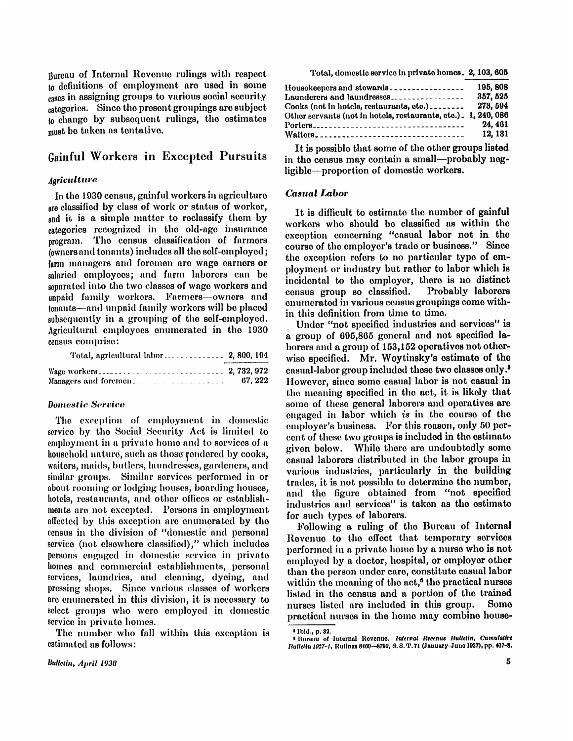Bureau of Internal Revenue rulings with respect to definitions of employment are used in some cases in assigning groups to various social security categories. Since the present groupings are subject to change by subsequent rulings, the estimates must be taken as tentative.

## Gainful Workers in Excepted Pursuits

### *Agriculture*

In the 1930 census, gainful workers in agriculture are classified by class of work or status of worker, and it is a simple matter to reclassify them by categories recognized in the old-age insurance program. The census classification of farmers (owners and tenants) includes all the self-employed; farm managers and foremen are wage earners or salaried employees; and farm laborers can be separated into the two classes of wage workers and unpaid family workers. Farmers—owners and tenants—and unpaid family workers will be placed subsequently in a grouping of the self-employed. Agricultural employees enumerated in the 1930 census comprise:

| Total, agricultural labor | 2,800,194 |
|---|---|
| Wage workers | 2,732,972 |
| Managers and foremen | 67,222 |

### *Domestic Service*

The exception of employment in domestic service by the Social Security Act is limited to employment in a private home and to services of a household nature, such as those rendered by cooks, waiters, maids, butlers, laundresses, gardeners, and similar groups. Similar services performed in or about rooming or lodging houses, boarding houses, hotels, restaurants, and other offices or establishments are not excepted. Persons in employment affected by this exception are enumerated by the census in the division of "domestic and personal service (not elsewhere classified)," which includes persons engaged in domestic service in private homes and commercial establishments, personal services, laundries, and cleaning, dyeing, and pressing shops. Since various classes of workers are enumerated in this division, it is necessary to select groups who were employed in domestic service in private homes.

The number who fall within this exception is estimated as follows:

| Total, domestic service in private homes | 2,103,605 |
|---|---|
| Housekeepers and stewards | 195,808 |
| Launderers and laundresses | 357,525 |
| Cooks (not in hotels, restaurants, etc.) | 273,594 |
| Other servants (not in hotels, restaurants, etc.) | 1,240,086 |
| Porters | 24,461 |
| Waiters | 12,131 |

It is possible that some of the other groups listed in the census may contain a small—probably negligible—proportion of domestic workers.

### *Casual Labor*

It is difficult to estimate the number of gainful workers who should be classified as within the exception concerning "casual labor not in the course of the employer's trade or business." Since the exception refers to no particular type of employment or industry but rather to labor which is incidental to the employer, there is no distinct census group so classified. Probably laborers enumerated in various census groupings come within this definition from time to time.

Under "not specified industries and services" is a group of 695,865 general and not specified laborers and a group of 153,152 operatives not otherwise specified. Mr. Woytinsky's estimate of the casual-labor group included these two classes only.[5] However, since some casual labor is not casual in the meaning specified in the act, it is likely that some of these general laborers and operatives are engaged in labor which *is* in the course of the employer's business. For this reason, only 50 percent of these two groups is included in the estimate given below. While there are undoubtedly some casual laborers distributed in the labor groups in various industries, particularly in the building trades, it is not possible to determine the number, and the figure obtained from "not specified industries and services" is taken as the estimate for such types of laborers.

Following a ruling of the Bureau of Internal Revenue to the effect that temporary services performed in a private home by a nurse who is not employed by a doctor, hospital, or employer other than the person under care, constitute casual labor within the meaning of the act,[6] the practical nurses listed in the census and a portion of the trained nurses listed are included in this group. Some practical nurses in the home may combine house-

[5] Ibid., p. 32.

[6] Bureau of Internal Revenue. *Internal Revenue Bulletin, Cumulative Bulletin 1937-1*, Rulings 8100–8702, S. S. T. 71 (January–June 1937), pp. 407–8.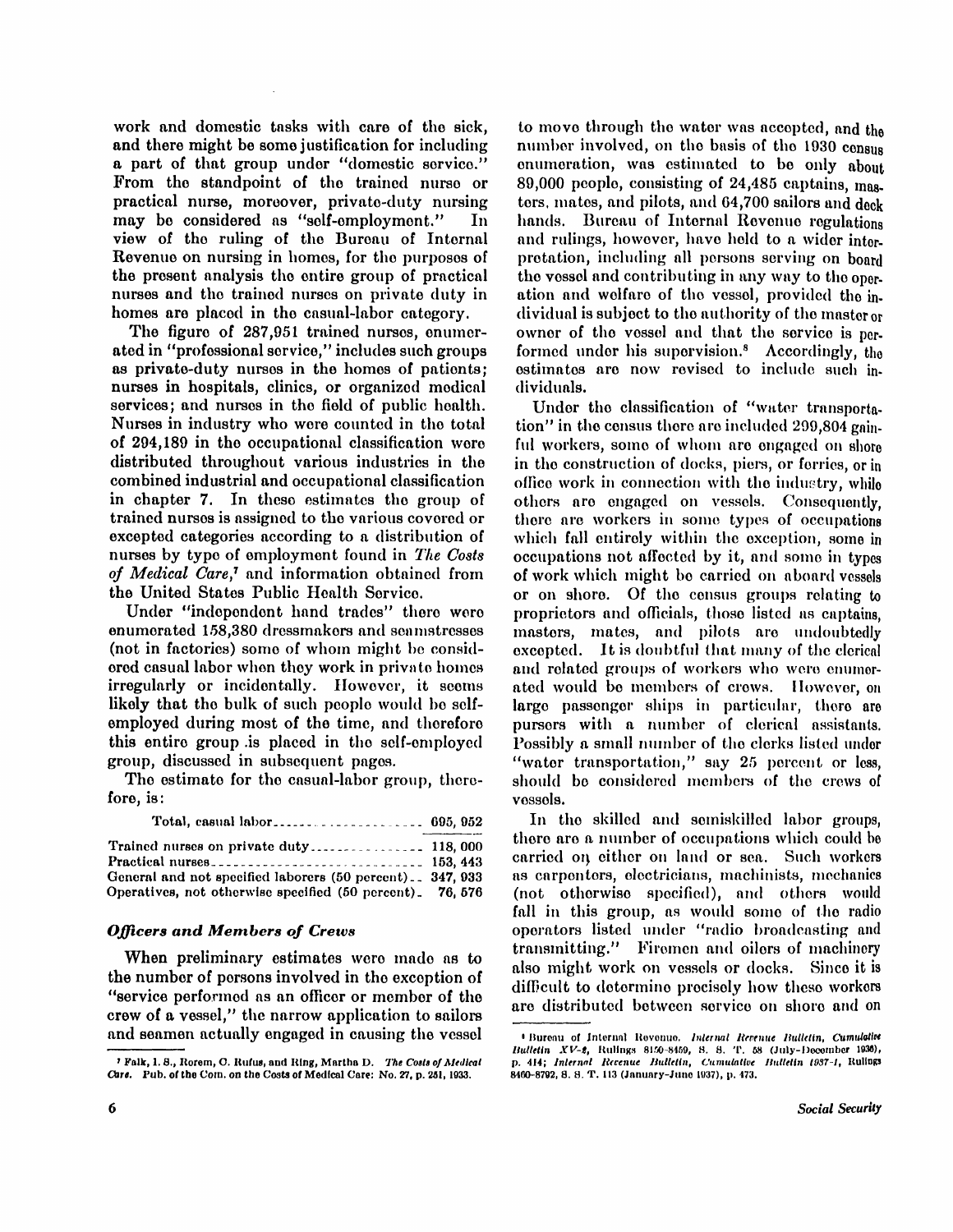work and domestic tasks with care of the sick, and there might be some justification for including a part of that group under "domestic service." From the standpoint of the trained nurse or practical nurse, moreover, private-duty nursing may be considered as "self-employment." In view of the ruling of the Bureau of Internal Revenue on nursing in homes, for the purposes of the present analysis the entire group of practical nurses and the trained nurses on private duty in homes are placed in the casual-labor category.

The figure of 287,951 trained nurses, enumerated in "professional service," includes such groups as private-duty nurses in the homes of patients; nurses in hospitals, clinics, or organized medical services; and nurses in the field of public health. Nurses in industry who were counted in the total of 294,189 in the occupational classification were distributed throughout various industries in the combined industrial and occupational classification in chapter 7. In these estimates the group of trained nurses is assigned to the various covered or excepted categories according to a distribution of nurses by type of employment found in *The Costs of Medical Care*,[7] and information obtained from the United States Public Health Service.

Under "independent hand trades" there were enumerated 158,380 dressmakers and seamstresses (not in factories) some of whom might be considered casual labor when they work in private homes irregularly or incidentally. However, it seems likely that the bulk of such people would be self-employed during most of the time, and therefore this entire group is placed in the self-employed group, discussed in subsequent pages.

The estimate for the casual-labor group, therefore, is:

| | |
|---|---|
| Total, casual labor | 695,952 |
| Trained nurses on private duty | 118,000 |
| Practical nurses | 153,443 |
| General and not specified laborers (50 percent) | 347,933 |
| Operatives, not otherwise specified (50 percent) | 76,576 |

### *Officers and Members of Crews*

When preliminary estimates were made as to the number of persons involved in the exception of "service performed as an officer or member of the crew of a vessel," the narrow application to sailors and seamen actually engaged in causing the vessel to move through the water was accepted, and the number involved, on the basis of the 1930 census enumeration, was estimated to be only about 89,000 people, consisting of 24,485 captains, masters, mates, and pilots, and 64,700 sailors and deck hands. Bureau of Internal Revenue regulations and rulings, however, have held to a wider interpretation, including all persons serving on board the vessel and contributing in any way to the operation and welfare of the vessel, provided the individual is subject to the authority of the master or owner of the vessel and that the service is performed under his supervision.[8] Accordingly, the estimates are now revised to include such individuals.

Under the classification of "water transportation" in the census there are included 299,804 gainful workers, some of whom are engaged on shore in the construction of docks, piers, or ferries, or in office work in connection with the industry, while others are engaged on vessels. Consequently, there are workers in some types of occupations which fall entirely within the exception, some in occupations not affected by it, and some in types of work which might be carried on aboard vessels or on shore. Of the census groups relating to proprietors and officials, those listed as captains, masters, mates, and pilots are undoubtedly excepted. It is doubtful that many of the clerical and related groups of workers who were enumerated would be members of crews. However, on large passenger ships in particular, there are pursers with a number of clerical assistants. Possibly a small number of the clerks listed under "water transportation," say 25 percent or less, should be considered members of the crews of vessels.

In the skilled and semiskilled labor groups, there are a number of occupations which could be carried on either on land or sea. Such workers as carpenters, electricians, machinists, mechanics (not otherwise specified), and others would fall in this group, as would some of the radio operators listed under "radio broadcasting and transmitting." Firemen and oilers of machinery also might work on vessels or docks. Since it is difficult to determine precisely how these workers are distributed between service on shore and on

---

[7] Falk, I. S., Rorem, C. Rufus, and Ring, Martha D. *The Costs of Medical Care.* Pub. of the Com. on the Costs of Medical Care: No. 27, p. 251, 1933.

[8] Bureau of Internal Revenue. *Internal Revenue Bulletin, Cumulative Bulletin XV-2*, Rulings 8150-8459, S. S. T. 58 (July-December 1936), p. 414; *Internal Revenue Bulletin, Cumulative Bulletin 1937-1*, Rulings 8460-8792, S. S. T. 113 (January-June 1937), p. 473.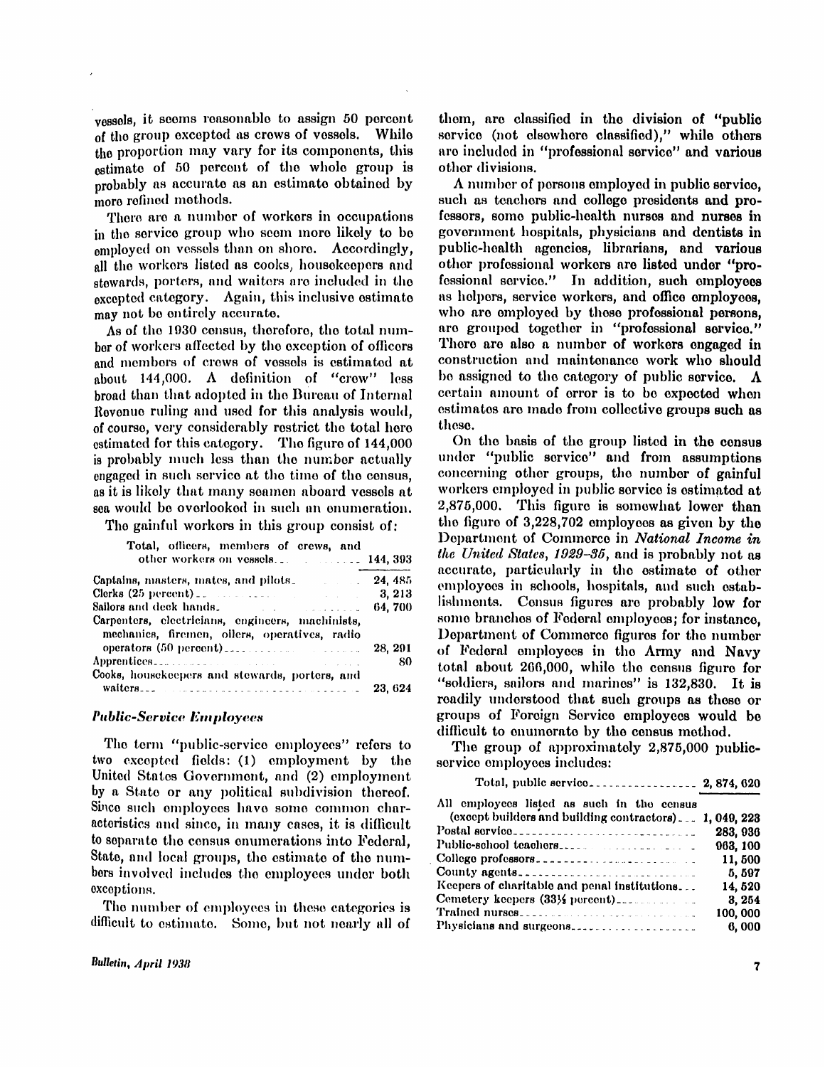vessels, it seems reasonable to assign 50 percent of the group excepted as crews of vessels. While the proportion may vary for its components, this estimate of 50 percent of the whole group is probably as accurate as an estimate obtained by more refined methods.

There are a number of workers in occupations in the service group who seem more likely to be employed on vessels than on shore. Accordingly, all the workers listed as cooks, housekeepers and stewards, porters, and waiters are included in the excepted category. Again, this inclusive estimate may not be entirely accurate.

As of the 1930 census, therefore, the total number of workers affected by the exception of officers and members of crews of vessels is estimated at about 144,000. A definition of "crew" less broad than that adopted in the Bureau of Internal Revenue ruling and used for this analysis would, of course, very considerably restrict the total here estimated for this category. The figure of 144,000 is probably much less than the number actually engaged in such service at the time of the census, as it is likely that many seamen aboard vessels at sea would be overlooked in such an enumeration.

The gainful workers in this group consist of:

| | |
|---|---|
| Total, officers, members of crews, and other workers on vessels | 144,393 |
| Captains, masters, mates, and pilots | 24,485 |
| Clerks (25 percent) | 3,213 |
| Sailors and deck hands | 64,700 |
| Carpenters, electricians, engineers, machinists, mechanics, firemen, oilers, operatives, radio operators (50 percent) | 28,291 |
| Apprentices | 80 |
| Cooks, housekeepers and stewards, porters, and waiters | 23,624 |

### *Public-Service Employees*

The term "public-service employees" refers to two excepted fields: (1) employment by the United States Government, and (2) employment by a State or any political subdivision thereof. Since such employees have some common characteristics and since, in many cases, it is difficult to separate the census enumerations into Federal, State, and local groups, the estimate of the numbers involved includes the employees under both exceptions.

The number of employees in these categories is difficult to estimate. Some, but not nearly all of them, are classified in the division of "public service (not elsewhere classified)," while others are included in "professional service" and various other divisions.

A number of persons employed in public service, such as teachers and college presidents and professors, some public-health nurses and nurses in government hospitals, physicians and dentists in public-health agencies, librarians, and various other professional workers are listed under "professional service." In addition, such employees as helpers, service workers, and office employees, who are employed by these professional persons, are grouped together in "professional service." There are also a number of workers engaged in construction and maintenance work who should be assigned to the category of public service. A certain amount of error is to be expected when estimates are made from collective groups such as these.

On the basis of the group listed in the census under "public service" and from assumptions concerning other groups, the number of gainful workers employed in public service is estimated at 2,875,000. This figure is somewhat lower than the figure of 3,228,702 employees as given by the Department of Commerce in *National Income in the United States, 1929–35*, and is probably not as accurate, particularly in the estimate of other employees in schools, hospitals, and such establishments. Census figures are probably low for some branches of Federal employees; for instance, Department of Commerce figures for the number of Federal employees in the Army and Navy total about 266,000, while the census figure for "soldiers, sailors and marines" is 132,830. It is readily understood that such groups as these or groups of Foreign Service employees would be difficult to enumerate by the census method.

The group of approximately 2,875,000 public-service employees includes:

| | |
|---|---|
| Total, public service | 2,874,620 |
| All employees listed as such in the census (except builders and building contractors) | 1,049,223 |
| Postal service | 283,936 |
| Public-school teachers | 963,100 |
| College professors | 11,500 |
| County agents | 5,597 |
| Keepers of charitable and penal institutions | 14,520 |
| Cemetery keepers (33⅓ percent) | 3,254 |
| Trained nurses | 100,000 |
| Physicians and surgeons | 6,000 |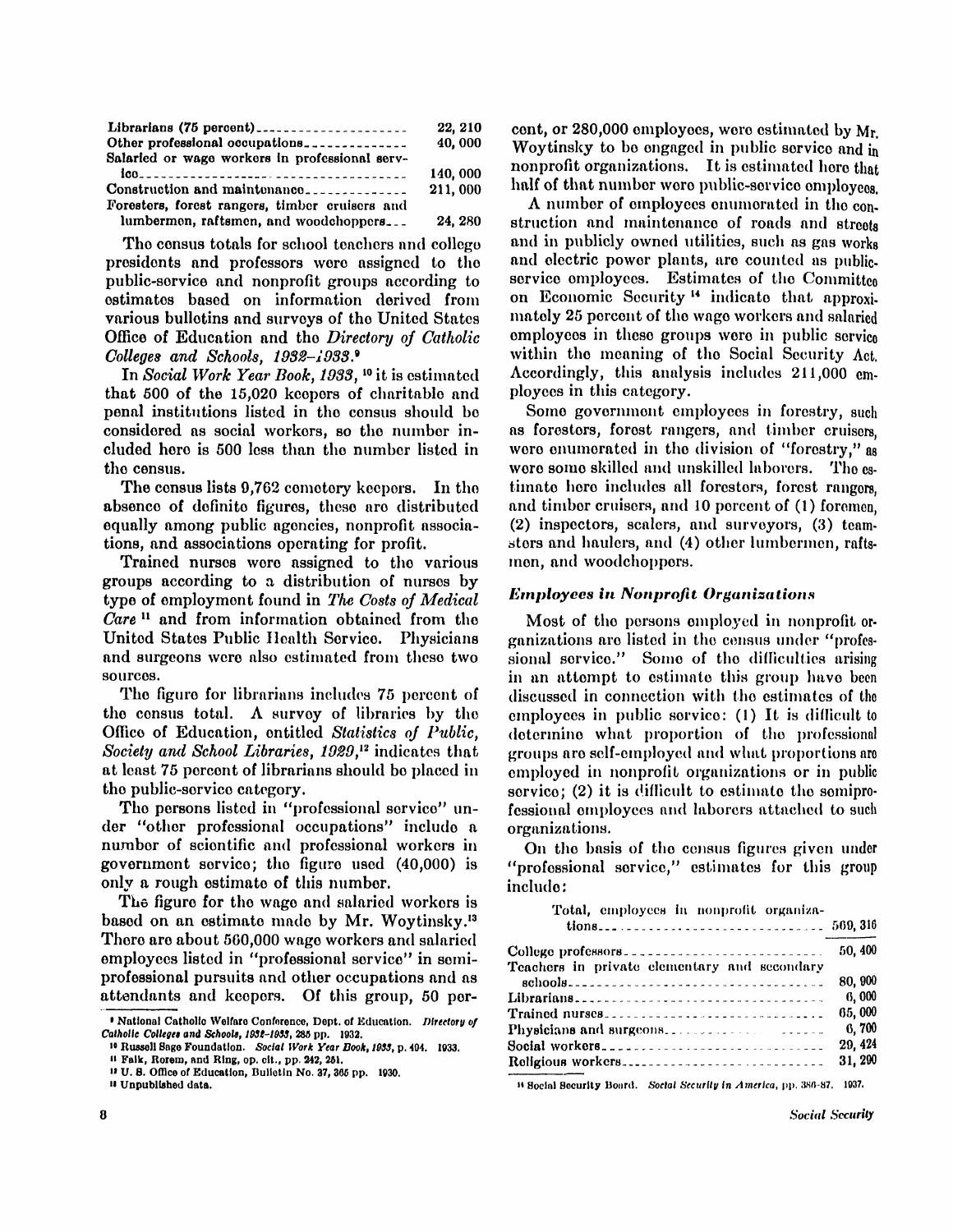| | |
|---|---|
| Librarians (75 percent) | 22, 210 |
| Other professional occupations | 40, 000 |
| Salaried or wage workers in professional service | 140, 000 |
| Construction and maintenance | 211, 000 |
| Foresters, forest rangers, timber cruisers and lumbermen, raftsmen, and woodchoppers | 24, 280 |

The census totals for school teachers and college presidents and professors were assigned to the public-service and nonprofit groups according to estimates based on information derived from various bulletins and surveys of the United States Office of Education and the *Directory of Catholic Colleges and Schools, 1932–1933.*[9]

In *Social Work Year Book, 1933,*[10] it is estimated that 500 of the 15,020 keepers of charitable and penal institutions listed in the census should be considered as social workers, so the number included here is 500 less than the number listed in the census.

The census lists 9,762 cemetery keepers. In the absence of definite figures, these are distributed equally among public agencies, nonprofit associations, and associations operating for profit.

Trained nurses were assigned to the various groups according to a distribution of nurses by type of employment found in *The Costs of Medical Care*[11] and from information obtained from the United States Public Health Service. Physicians and surgeons were also estimated from these two sources.

The figure for librarians includes 75 percent of the census total. A survey of libraries by the Office of Education, entitled *Statistics of Public, Society and School Libraries, 1929,*[12] indicates that at least 75 percent of librarians should be placed in the public-service category.

The persons listed in "professional service" under "other professional occupations" include a number of scientific and professional workers in government service; the figure used (40,000) is only a rough estimate of this number.

The figure for the wage and salaried workers is based on an estimate made by Mr. Woytinsky.[13] There are about 560,000 wage workers and salaried employees listed in "professional service" in semiprofessional pursuits and other occupations and as attendants and keepers. Of this group, 50 percent, or 280,000 employees, were estimated by Mr. Woytinsky to be engaged in public service and in nonprofit organizations. It is estimated here that half of that number were public-service employees.

A number of employees enumerated in the construction and maintenance of roads and streets and in publicly owned utilities, such as gas works and electric power plants, are counted as public-service employees. Estimates of the Committee on Economic Security[14] indicate that approximately 25 percent of the wage workers and salaried employees in these groups were in public service within the meaning of the Social Security Act. Accordingly, this analysis includes 211,000 employees in this category.

Some government employees in forestry, such as foresters, forest rangers, and timber cruisers, were enumerated in the division of "forestry," as were some skilled and unskilled laborers. The estimate here includes all foresters, forest rangers, and timber cruisers, and 10 percent of (1) foremen, (2) inspectors, scalers, and surveyors, (3) teamsters and haulers, and (4) other lumbermen, raftsmen, and woodchoppers.

### *Employees in Nonprofit Organizations*

Most of the persons employed in nonprofit organizations are listed in the census under "professional service." Some of the difficulties arising in an attempt to estimate this group have been discussed in connection with the estimates of the employees in public service: (1) It is difficult to determine what proportion of the professional groups are self-employed and what proportions are employed in nonprofit organizations or in public service; (2) it is difficult to estimate the semiprofessional employees and laborers attached to such organizations.

On the basis of the census figures given under "professional service," estimates for this group include:

| | |
|---|---|
| Total, employees in nonprofit organizations | 569, 316 |
| College professors | 50, 400 |
| Teachers in private elementary and secondary schools | 80, 900 |
| Librarians | 6, 000 |
| Trained nurses | 65, 000 |
| Physicians and surgeons | 6, 700 |
| Social workers | 29, 424 |
| Religious workers | 31, 200 |

---

[9] National Catholic Welfare Conference, Dept. of Education. *Directory of Catholic Colleges and Schools, 1932–1933,* 285 pp. 1932.

[10] Russell Sage Foundation. *Social Work Year Book, 1933,* p. 494. 1933.

[11] Falk, Rorem, and Ring, op. cit., pp. 242, 251.

[12] U. S. Office of Education, Bulletin No. 37, 365 pp. 1930.

[13] Unpublished data.

[14] Social Security Board. *Social Security in America,* pp. 386–87. 1937.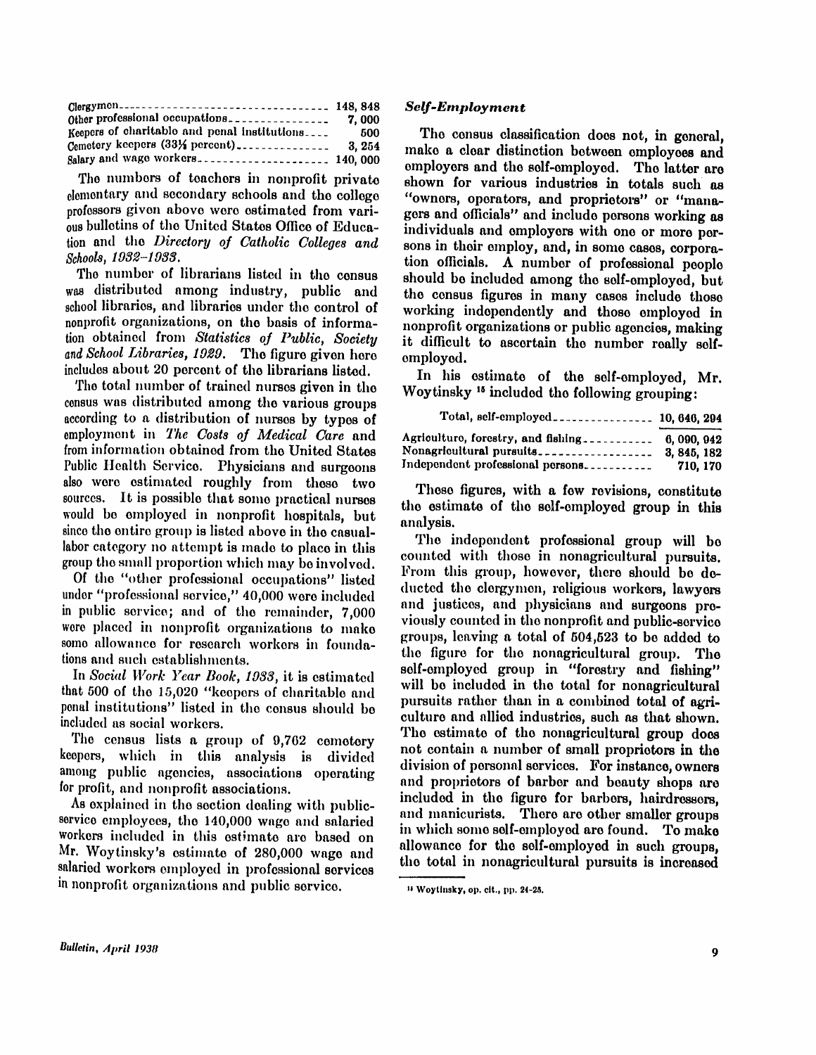| | |
|---|---|
| Clergymen | 148, 848 |
| Other professional occupations | 7, 000 |
| Keepers of charitable and penal institutions | 500 |
| Cemetery keepers (33⅓ percent) | 3, 254 |
| Salary and wage workers | 140, 000 |

The numbers of teachers in nonprofit private elementary and secondary schools and the college professors given above were estimated from various bulletins of the United States Office of Education and the *Directory of Catholic Colleges and Schools, 1932–1933*.

The number of librarians listed in the census was distributed among industry, public and school libraries, and libraries under the control of nonprofit organizations, on the basis of information obtained from *Statistics of Public, Society and School Libraries, 1929*. The figure given here includes about 20 percent of the librarians listed.

The total number of trained nurses given in the census was distributed among the various groups according to a distribution of nurses by types of employment in *The Costs of Medical Care* and from information obtained from the United States Public Health Service. Physicians and surgeons also were estimated roughly from these two sources. It is possible that some practical nurses would be employed in nonprofit hospitals, but since the entire group is listed above in the casual-labor category no attempt is made to place in this group the small proportion which may be involved.

Of the "other professional occupations" listed under "professional service," 40,000 were included in public service; and of the remainder, 7,000 were placed in nonprofit organizations to make some allowance for research workers in foundations and such establishments.

In *Social Work Year Book, 1933*, it is estimated that 500 of the 15,020 "keepers of charitable and penal institutions" listed in the census should be included as social workers.

The census lists a group of 9,762 cemetery keepers, which in this analysis is divided among public agencies, associations operating for profit, and nonprofit associations.

As explained in the section dealing with public-service employees, the 140,000 wage and salaried workers included in this estimate are based on Mr. Woytinsky's estimate of 280,000 wage and salaried workers employed in professional services in nonprofit organizations and public service.

### *Self-Employment*

The census classification does not, in general, make a clear distinction between employees and employers and the self-employed. The latter are shown for various industries in totals such as "owners, operators, and proprietors" or "managers and officials" and include persons working as individuals and employers with one or more persons in their employ, and, in some cases, corporation officials. A number of professional people should be included among the self-employed, but the census figures in many cases include those working independently and those employed in nonprofit organizations or public agencies, making it difficult to ascertain the number really self-employed.

In his estimate of the self-employed, Mr. Woytinsky[15] included the following grouping:

| | |
|---|---|
| Total, self-employed | 10, 646, 294 |
| Agriculture, forestry, and fishing | 6, 090, 942 |
| Nonagricultural pursuits | 3, 845, 182 |
| Independent professional persons | 710, 170 |

These figures, with a few revisions, constitute the estimate of the self-employed group in this analysis.

The independent professional group will be counted with those in nonagricultural pursuits. From this group, however, there should be deducted the clergymen, religious workers, lawyers and justices, and physicians and surgeons previously counted in the nonprofit and public-service groups, leaving a total of 504,523 to be added to the figure for the nonagricultural group. The self-employed group in "forestry and fishing" will be included in the total for nonagricultural pursuits rather than in a combined total of agriculture and allied industries, such as that shown. The estimate of the nonagricultural group does not contain a number of small proprietors in the division of personal services. For instance, owners and proprietors of barber and beauty shops are included in the figure for barbers, hairdressers, and manicurists. There are other smaller groups in which some self-employed are found. To make allowance for the self-employed in such groups, the total in nonagricultural pursuits is increased

[15] Woytinsky, op. cit., pp. 24-25.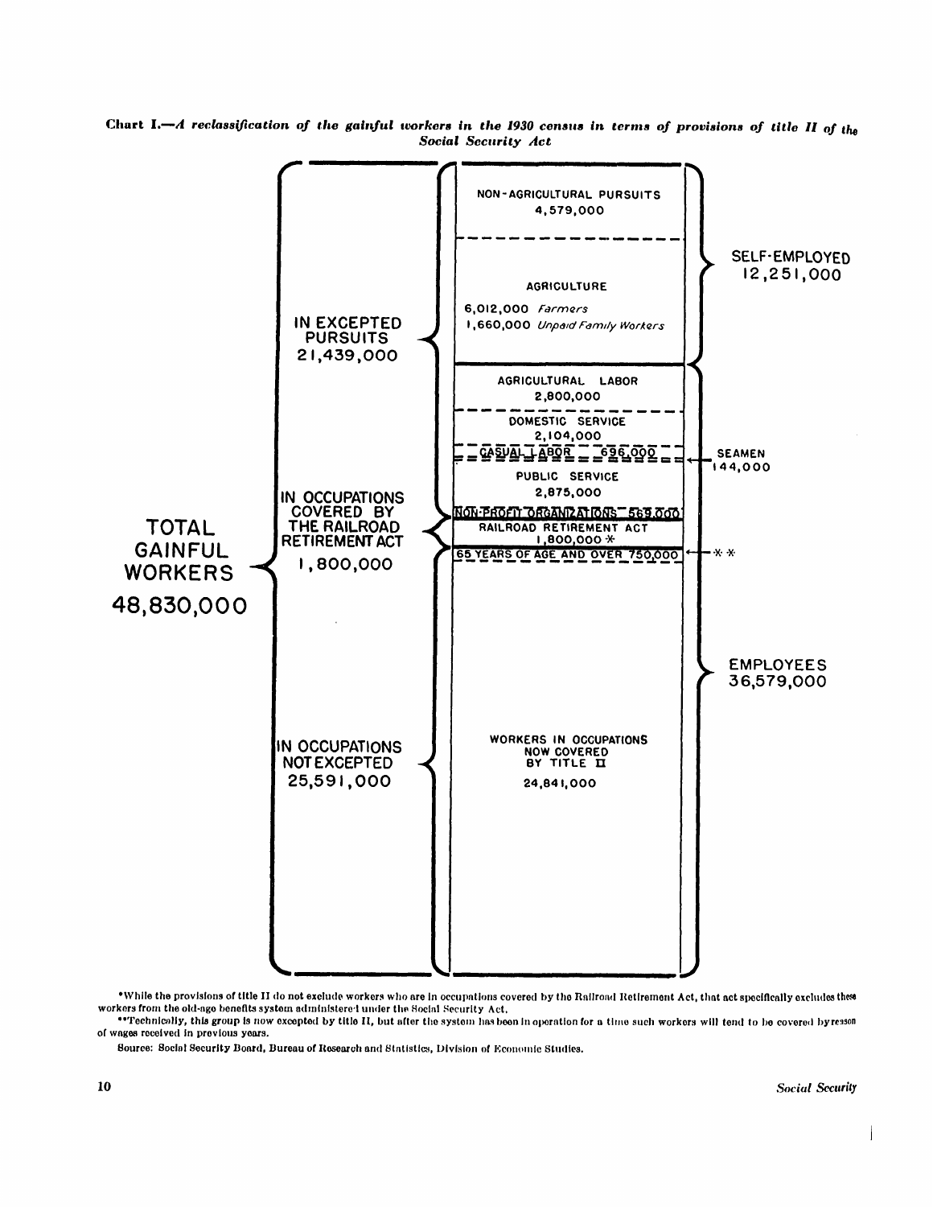**Chart I.**—*A reclassification of the gainful workers in the 1930 census in terms of provisions of title II of the Social Security Act*

TOTAL GAINFUL WORKERS 48,830,000

IN EXCEPTED PURSUITS 21,439,000

IN OCCUPATIONS COVERED BY THE RAILROAD RETIREMENT ACT 1,800,000

IN OCCUPATIONS NOT EXCEPTED 25,591,000

NON-AGRICULTURAL PURSUITS 4,579,000

AGRICULTURE

6,012,000 *Farmers*

1,660,000 *Unpaid Family Workers*

SELF-EMPLOYED 12,251,000

AGRICULTURAL LABOR 2,800,000

DOMESTIC SERVICE 2,104,000

CASUAL LABOR 696,000

SEAMEN 144,000

PUBLIC SERVICE 2,875,000

NON-PROFIT ORGANIZATIONS 569,000

RAILROAD RETIREMENT ACT 1,800,000 *

65 YEARS OF AGE AND OVER 750,000 **

EMPLOYEES 36,579,000

WORKERS IN OCCUPATIONS NOW COVERED BY TITLE II 24,841,000

*While the provisions of title II do not exclude workers who are in occupations covered by the Railroad Retirement Act, that act specifically excludes these workers from the old-age benefits system administered under the Social Security Act.

**Technically, this group is now excepted by title II, but after the system has been in operation for a time such workers will tend to be covered by reason of wages received in previous years.

Source: Social Security Board, Bureau of Research and Statistics, Division of Economic Studies.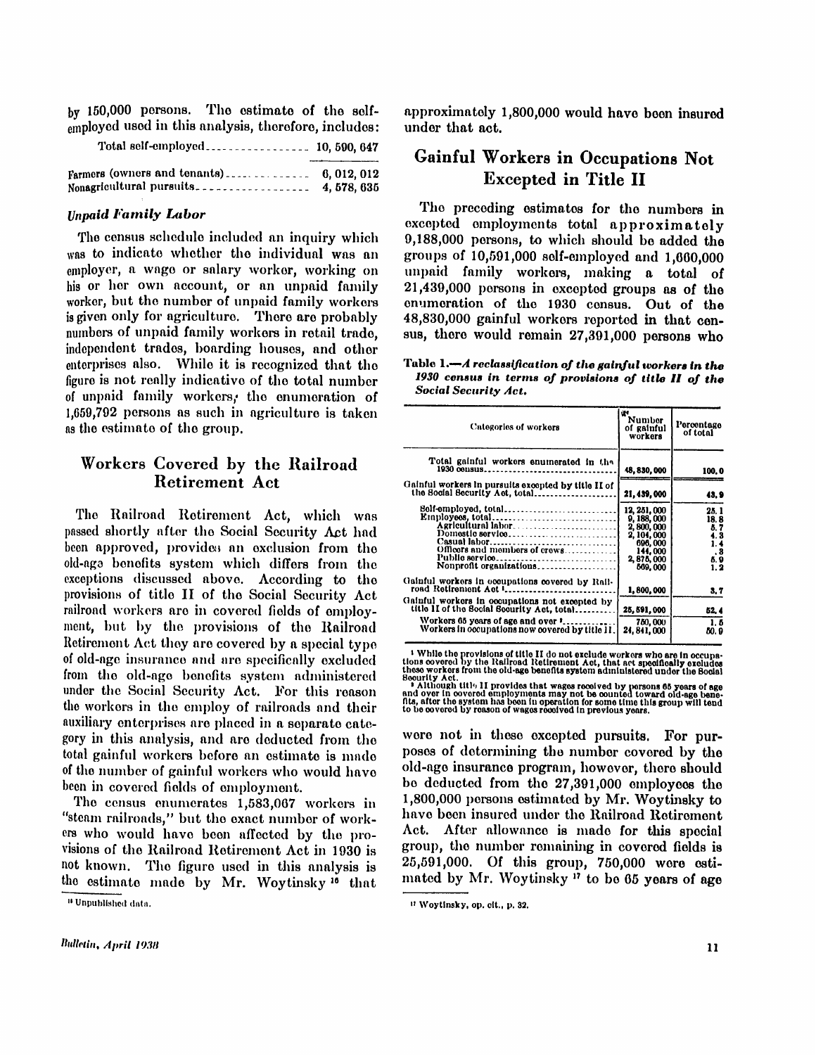by 150,000 persons. The estimate of the self-employed used in this analysis, therefore, includes:

| | |
|---|---|
| Total self-employed | 10,590,647 |
| Farmers (owners and tenants) | 6,012,012 |
| Nonagricultural pursuits | 4,578,635 |

### *Unpaid Family Labor*

The census schedule included an inquiry which was to indicate whether the individual was an employer, a wage or salary worker, working on his or her own account, or an unpaid family worker, but the number of unpaid family workers is given only for agriculture. There are probably numbers of unpaid family workers in retail trade, independent trades, boarding houses, and other enterprises also. While it is recognized that the figure is not really indicative of the total number of unpaid family workers, the enumeration of 1,659,792 persons as such in agriculture is taken as the estimate of the group.

## Workers Covered by the Railroad Retirement Act

The Railroad Retirement Act, which was passed shortly after the Social Security Act had been approved, provides an exclusion from the old-age benefits system which differs from the exceptions discussed above. According to the provisions of title II of the Social Security Act railroad workers are in covered fields of employment, but by the provisions of the Railroad Retirement Act they are covered by a special type of old-age insurance and are specifically excluded from the old-age benefits system administered under the Social Security Act. For this reason the workers in the employ of railroads and their auxiliary enterprises are placed in a separate category in this analysis, and are deducted from the total gainful workers before an estimate is made of the number of gainful workers who would have been in covered fields of employment.

The census enumerates 1,583,067 workers in "steam railroads," but the exact number of workers who would have been affected by the provisions of the Railroad Retirement Act in 1930 is not known. The figure used in this analysis is the estimate made by Mr. Woytinsky[16] that approximately 1,800,000 would have been insured under that act.

[16] Unpublished data.

## Gainful Workers in Occupations Not Excepted in Title II

The preceding estimates for the numbers in excepted employments total approximately 9,188,000 persons, to which should be added the groups of 10,591,000 self-employed and 1,660,000 unpaid family workers, making a total of 21,439,000 persons in excepted groups as of the enumeration of the 1930 census. Out of the 48,830,000 gainful workers reported in that census, there would remain 27,391,000 persons who

**Table 1.**—*A reclassification of the gainful workers in the 1930 census in terms of provisions of title II of the Social Security Act.*

| Categories of workers | Number of gainful workers | Percentage of total |
|---|---|---|
| Total gainful workers enumerated in the 1930 census | 48,830,000 | 100.0 |
| Gainful workers in pursuits excepted by title II of the Social Security Act, total | 21,439,000 | 43.9 |
| Self-employed, total | 12,251,000 | 25.1 |
| Employees, total | 9,188,000 | 18.8 |
| Agricultural labor | 2,800,000 | 5.7 |
| Domestic service | 2,104,000 | 4.3 |
| Casual labor | 696,000 | 1.4 |
| Officers and members of crews | 144,000 | .3 |
| Public service | 2,875,000 | 5.9 |
| Nonprofit organizations | 569,000 | 1.2 |
| Gainful workers in occupations covered by Railroad Retirement Act[1] | 1,800,000 | 3.7 |
| Gainful workers in occupations not excepted by title II of the Social Security Act, total | 25,591,000 | 52.4 |
| Workers 65 years of age and over[2] | 750,000 | 1.5 |
| Workers in occupations now covered by title II | 24,841,000 | 50.9 |

[1] While the provisions of title II do not exclude workers who are in occupations covered by the Railroad Retirement Act, that act specifically excludes these workers from the old-age benefits system administered under the Social Security Act.

[2] Although title II provides that wages received by persons 65 years of age and over in covered employments may not be counted toward old-age benefits, after the system has been in operation for some time this group will tend to be covered by reason of wages received in previous years.

were not in these excepted pursuits. For purposes of determining the number covered by the old-age insurance program, however, there should be deducted from the 27,391,000 employees the 1,800,000 persons estimated by Mr. Woytinsky to have been insured under the Railroad Retirement Act. After allowance is made for this special group, the number remaining in covered fields is 25,591,000. Of this group, 750,000 were estimated by Mr. Woytinsky[17] to be 65 years of age

[17] Woytinsky, op. cit., p. 32.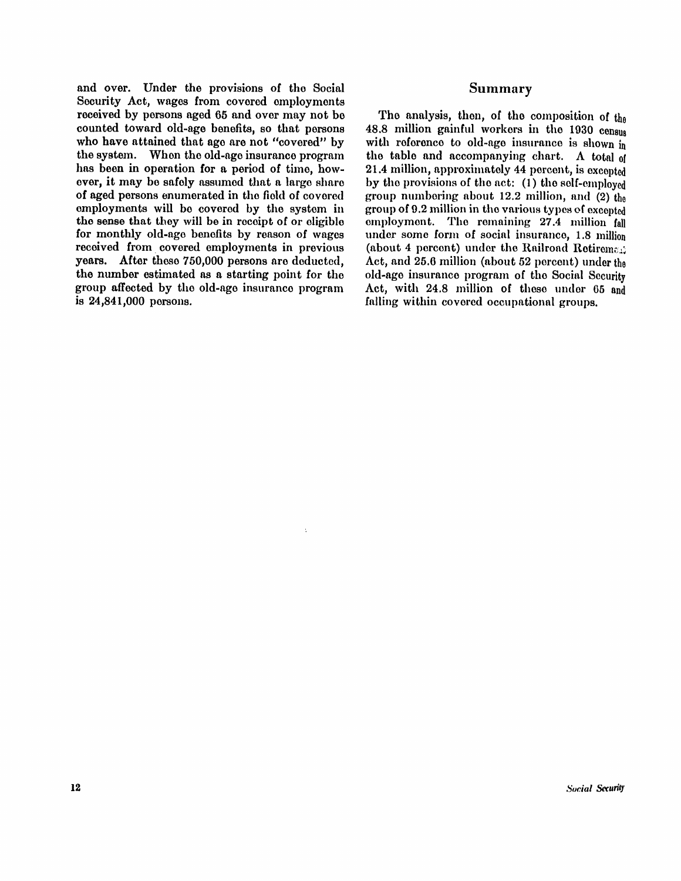and over. Under the provisions of the Social Security Act, wages from covered employments received by persons aged 65 and over may not be counted toward old-age benefits, so that persons who have attained that age are not "covered" by the system. When the old-age insurance program has been in operation for a period of time, however, it may be safely assumed that a large share of aged persons enumerated in the field of covered employments will be covered by the system in the sense that they will be in receipt of or eligible for monthly old-age benefits by reason of wages received from covered employments in previous years. After these 750,000 persons are deducted, the number estimated as a starting point for the group affected by the old-age insurance program is 24,841,000 persons.

## Summary

The analysis, then, of the composition of the 48.8 million gainful workers in the 1930 census with reference to old-age insurance is shown in the table and accompanying chart. A total of 21.4 million, approximately 44 percent, is excepted by the provisions of the act: (1) the self-employed group numbering about 12.2 million, and (2) the group of 9.2 million in the various types of excepted employment. The remaining 27.4 million fall under some form of social insurance, 1.8 million (about 4 percent) under the Railroad Retirement Act, and 25.6 million (about 52 percent) under the old-age insurance program of the Social Security Act, with 24.8 million of these under 65 and falling within covered occupational groups.